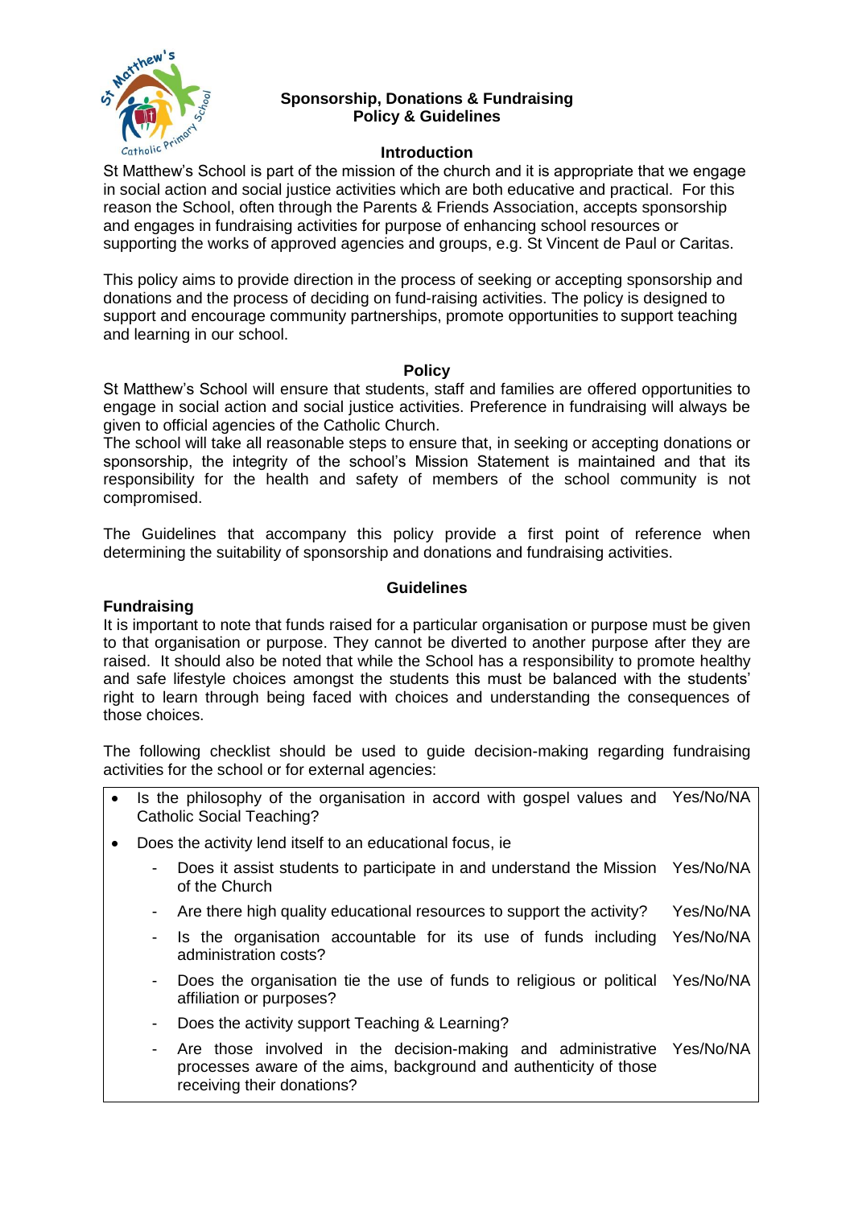# Sponsorship, Donations & Fundraising Policy & Guidelines

## Introduction

St Matthew's School is part of the mission of the church and it is appropriate that we engage in social action and social justice activities which are both educative and practical. For this reason the School, often through the Parents & Friends Association, accepts sponsorship and engages in fundraising activities for purpose of enhancing school resources or supporting the works of approved agencies and groups, e.g. St Vincent de Paul or Caritas.

This policy aims to provide direction in the process of seeking or accepting sponsorship and donations and the process of deciding on fund-raising activities. The policy is designed to support and encourage community partnerships, promote opportunities to support teaching and learning in our school.

## Policy

St Matthew's School will ensure that students, staff and families are offered opportunities to engage in social action and social justice activities. Preference in fundraising will always be given to official agencies of the Catholic Church.

The school will take all reasonable steps to ensure that, in seeking or accepting donations or sponsorship, the integrity of the school's Mission Statement is maintained and that its responsibility for the health and safety of members of the school community is not compromised.

The Guidelines that accompany this policy provide a first point of reference when determining the suitability of sponsorship and donations and fundraising activities.

## Guidelines

### Fundraising

It is important to note that funds raised for a particular organisation or purpose must be given to that organisation or purpose. They cannot be diverted to another purpose after they are raised. It should also be noted that while the School has a responsibility to promote healthy and safe lifestyle choices amongst the students this must be balanced with the students' right to learn through being faced with choices and understanding the consequences of those choices.

The following checklist should be used to guide decision-making regarding fundraising activities for the school or for external agencies:

| Question | Response |
| --- | --- |
| • Is the philosophy of the organisation in accord with gospel values and Catholic Social Teaching? | Yes/No/NA |
| • Does the activity lend itself to an educational focus, ie | |
| - Does it assist students to participate in and understand the Mission of the Church | Yes/No/NA |
| - Are there high quality educational resources to support the activity? | Yes/No/NA |
| - Is the organisation accountable for its use of funds including administration costs? | Yes/No/NA |
| - Does the organisation tie the use of funds to religious or political affiliation or purposes? | Yes/No/NA |
| - Does the activity support Teaching & Learning? | |
| - Are those involved in the decision-making and administrative processes aware of the aims, background and authenticity of those receiving their donations? | Yes/No/NA |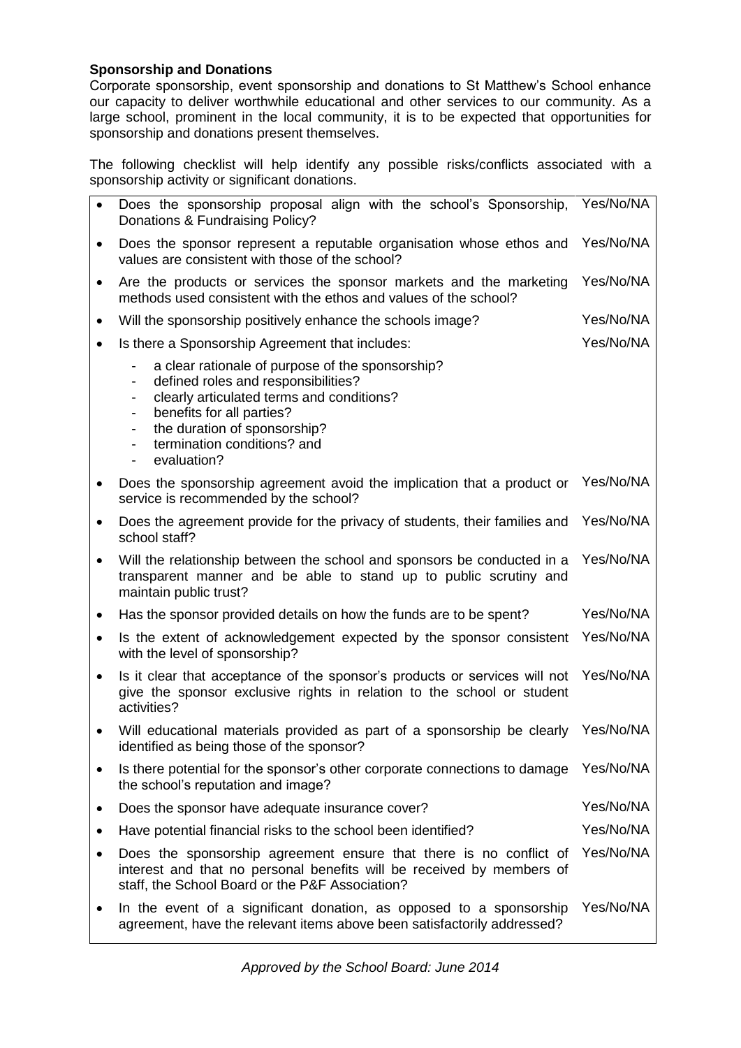**Sponsorship and Donations**

Corporate sponsorship, event sponsorship and donations to St Matthew's School enhance our capacity to deliver worthwhile educational and other services to our community. As a large school, prominent in the local community, it is to be expected that opportunities for sponsorship and donations present themselves.

The following checklist will help identify any possible risks/conflicts associated with a sponsorship activity or significant donations.

| | |
|---|---|
| • Does the sponsorship proposal align with the school's Sponsorship, Donations & Fundraising Policy? | Yes/No/NA |
| • Does the sponsor represent a reputable organisation whose ethos and values are consistent with those of the school? | Yes/No/NA |
| • Are the products or services the sponsor markets and the marketing methods used consistent with the ethos and values of the school? | Yes/No/NA |
| • Will the sponsorship positively enhance the schools image? | Yes/No/NA |
| • Is there a Sponsorship Agreement that includes:<br>- a clear rationale of purpose of the sponsorship?<br>- defined roles and responsibilities?<br>- clearly articulated terms and conditions?<br>- benefits for all parties?<br>- the duration of sponsorship?<br>- termination conditions? and<br>- evaluation? | Yes/No/NA |
| • Does the sponsorship agreement avoid the implication that a product or service is recommended by the school? | Yes/No/NA |
| • Does the agreement provide for the privacy of students, their families and school staff? | Yes/No/NA |
| • Will the relationship between the school and sponsors be conducted in a transparent manner and be able to stand up to public scrutiny and maintain public trust? | Yes/No/NA |
| • Has the sponsor provided details on how the funds are to be spent? | Yes/No/NA |
| • Is the extent of acknowledgement expected by the sponsor consistent with the level of sponsorship? | Yes/No/NA |
| • Is it clear that acceptance of the sponsor's products or services will not give the sponsor exclusive rights in relation to the school or student activities? | Yes/No/NA |
| • Will educational materials provided as part of a sponsorship be clearly identified as being those of the sponsor? | Yes/No/NA |
| • Is there potential for the sponsor's other corporate connections to damage the school's reputation and image? | Yes/No/NA |
| • Does the sponsor have adequate insurance cover? | Yes/No/NA |
| • Have potential financial risks to the school been identified? | Yes/No/NA |
| • Does the sponsorship agreement ensure that there is no conflict of interest and that no personal benefits will be received by members of staff, the School Board or the P&F Association? | Yes/No/NA |
| • In the event of a significant donation, as opposed to a sponsorship agreement, have the relevant items above been satisfactorily addressed? | Yes/No/NA |

*Approved by the School Board: June 2014*